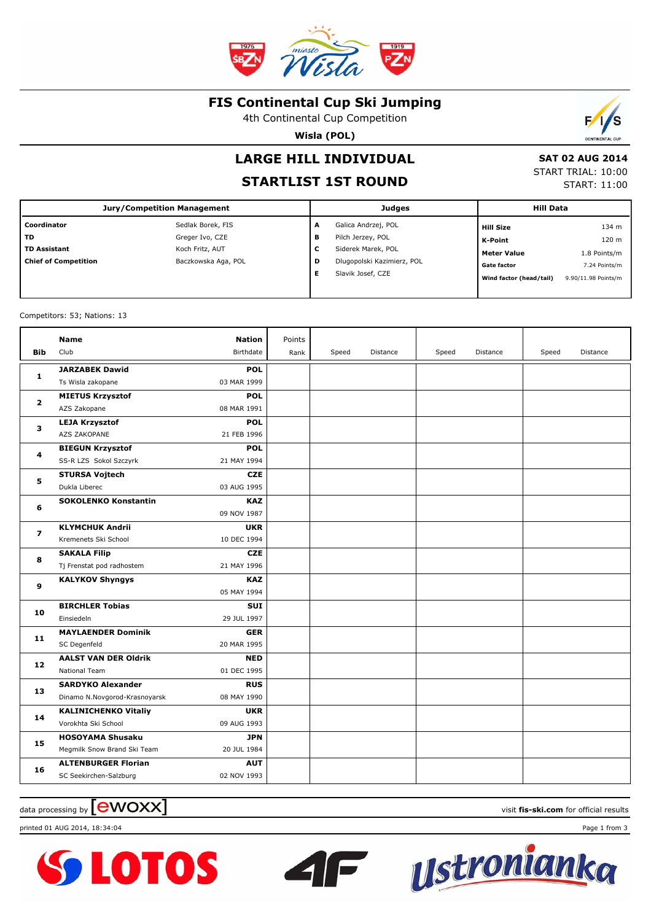# FIS Continental Cup Ski Jumping

4th Continental Cup Competition

**Wisla (POL)**

## LARGE HILL INDIVIDUAL

## STARTLIST 1ST ROUND

**SAT 02 AUG 2014**
START TRIAL: 10:00
START: 11:00

| Jury/Competition Management | | Judges | | Hill Data | |
|---|---|---|---|---|---|
| **Coordinator** | Sedlak Borek, FIS | **A** | Galica Andrzej, POL | **Hill Size** | 134 m |
| **TD** | Greger Ivo, CZE | **B** | Pilch Jerzey, POL | **K-Point** | 120 m |
| **TD Assistant** | Koch Fritz, AUT | **C** | Siderek Marek, POL | **Meter Value** | 1.8 Points/m |
| **Chief of Competition** | Baczkowska Aga, POL | **D** | Dlugopolski Kazimierz, POL | **Gate factor** | 7.24 Points/m |
| | | **E** | Slavik Josef, CZE | **Wind factor (head/tail)** | 9.90/11.98 Points/m |

Competitors: 53; Nations: 13

| Bib | Name / Club | Nation / Birthdate | Points / Rank | Speed | Distance | Speed | Distance | Speed | Distance |
|---|---|---|---|---|---|---|---|---|---|
| 1 | **JARZABEK Dawid**<br>Ts Wisla zakopane | **POL**<br>03 MAR 1999 | | | | | | | |
| 2 | **MIETUS Krzysztof**<br>AZS Zakopane | **POL**<br>08 MAR 1991 | | | | | | | |
| 3 | **LEJA Krzysztof**<br>AZS ZAKOPANE | **POL**<br>21 FEB 1996 | | | | | | | |
| 4 | **BIEGUN Krzysztof**<br>SS-R LZS Sokol Szczyrk | **POL**<br>21 MAY 1994 | | | | | | | |
| 5 | **STURSA Vojtech**<br>Dukla Liberec | **CZE**<br>03 AUG 1995 | | | | | | | |
| 6 | **SOKOLENKO Konstantin** | **KAZ**<br>09 NOV 1987 | | | | | | | |
| 7 | **KLYMCHUK Andrii**<br>Kremenets Ski School | **UKR**<br>10 DEC 1994 | | | | | | | |
| 8 | **SAKALA Filip**<br>Tj Frenstat pod radhostem | **CZE**<br>21 MAY 1996 | | | | | | | |
| 9 | **KALYKOV Shyngys** | **KAZ**<br>05 MAY 1994 | | | | | | | |
| 10 | **BIRCHLER Tobias**<br>Einsiedeln | **SUI**<br>29 JUL 1997 | | | | | | | |
| 11 | **MAYLAENDER Dominik**<br>SC Degenfeld | **GER**<br>20 MAR 1995 | | | | | | | |
| 12 | **AALST VAN DER Oldrik**<br>National Team | **NED**<br>01 DEC 1995 | | | | | | | |
| 13 | **SARDYKO Alexander**<br>Dinamo N.Novgorod-Krasnoyarsk | **RUS**<br>08 MAY 1990 | | | | | | | |
| 14 | **KALINICHENKO Vitaliy**<br>Vorokhta Ski School | **UKR**<br>09 AUG 1993 | | | | | | | |
| 15 | **HOSOYAMA Shusaku**<br>Megmilk Snow Brand Ski Team | **JPN**<br>20 JUL 1984 | | | | | | | |
| 16 | **ALTENBURGER Florian**<br>SC Seekirchen-Salzburg | **AUT**<br>02 NOV 1993 | | | | | | | |

data processing by ewoxx — visit **fis-ski.com** for official results

printed 01 AUG 2014, 18:34:04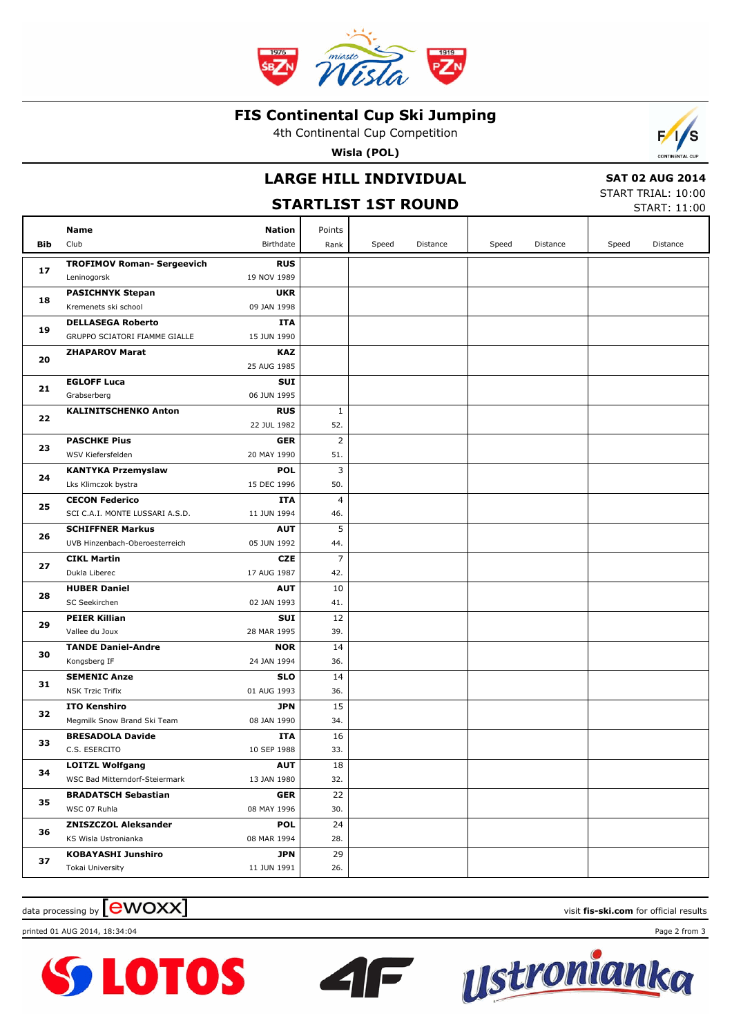# FIS Continental Cup Ski Jumping

4th Continental Cup Competition

**Wisla (POL)**

## LARGE HILL INDIVIDUAL

## STARTLIST 1ST ROUND

**SAT 02 AUG 2014**
START TRIAL: 10:00
START: 11:00

| Bib | Name / Club | Nation / Birthdate | Points / Rank | Speed | Distance | Speed | Distance | Speed | Distance |
|---|---|---|---|---|---|---|---|---|---|
| 17 | **TROFIMOV Roman- Sergeevich** Leninogorsk | **RUS** 19 NOV 1989 | | | | | | | |
| 18 | **PASICHNYK Stepan** Kremenets ski school | **UKR** 09 JAN 1998 | | | | | | | |
| 19 | **DELLASEGA Roberto** GRUPPO SCIATORI FIAMME GIALLE | **ITA** 15 JUN 1990 | | | | | | | |
| 20 | **ZHAPAROV Marat** | **KAZ** 25 AUG 1985 | | | | | | | |
| 21 | **EGLOFF Luca** Grabserberg | **SUI** 06 JUN 1995 | | | | | | | |
| 22 | **KALINITSCHENKO Anton** | **RUS** 22 JUL 1982 | 1 52. | | | | | | |
| 23 | **PASCHKE Pius** WSV Kiefersfelden | **GER** 20 MAY 1990 | 2 51. | | | | | | |
| 24 | **KANTYKA Przemyslaw** Lks Klimczok bystra | **POL** 15 DEC 1996 | 3 50. | | | | | | |
| 25 | **CECON Federico** SCI C.A.I. MONTE LUSSARI A.S.D. | **ITA** 11 JUN 1994 | 4 46. | | | | | | |
| 26 | **SCHIFFNER Markus** UVB Hinzenbach-Oberoesterreich | **AUT** 05 JUN 1992 | 5 44. | | | | | | |
| 27 | **CIKL Martin** Dukla Liberec | **CZE** 17 AUG 1987 | 7 42. | | | | | | |
| 28 | **HUBER Daniel** SC Seekirchen | **AUT** 02 JAN 1993 | 10 41. | | | | | | |
| 29 | **PEIER Killian** Vallee du Joux | **SUI** 28 MAR 1995 | 12 39. | | | | | | |
| 30 | **TANDE Daniel-Andre** Kongsberg IF | **NOR** 24 JAN 1994 | 14 36. | | | | | | |
| 31 | **SEMENIC Anze** NSK Trzic Trifix | **SLO** 01 AUG 1993 | 14 36. | | | | | | |
| 32 | **ITO Kenshiro** Megmilk Snow Brand Ski Team | **JPN** 08 JAN 1990 | 15 34. | | | | | | |
| 33 | **BRESADOLA Davide** C.S. ESERCITO | **ITA** 10 SEP 1988 | 16 33. | | | | | | |
| 34 | **LOITZL Wolfgang** WSC Bad Mitterndorf-Steiermark | **AUT** 13 JAN 1980 | 18 32. | | | | | | |
| 35 | **BRADATSCH Sebastian** WSC 07 Ruhla | **GER** 08 MAY 1996 | 22 30. | | | | | | |
| 36 | **ZNISZCZOL Aleksander** KS Wisla Ustronianka | **POL** 08 MAR 1994 | 24 28. | | | | | | |
| 37 | **KOBAYASHI Junshiro** Tokai University | **JPN** 11 JUN 1991 | 29 26. | | | | | | |

data processing by [ewoxx] — visit **fis-ski.com** for official results

printed 01 AUG 2014, 18:34:04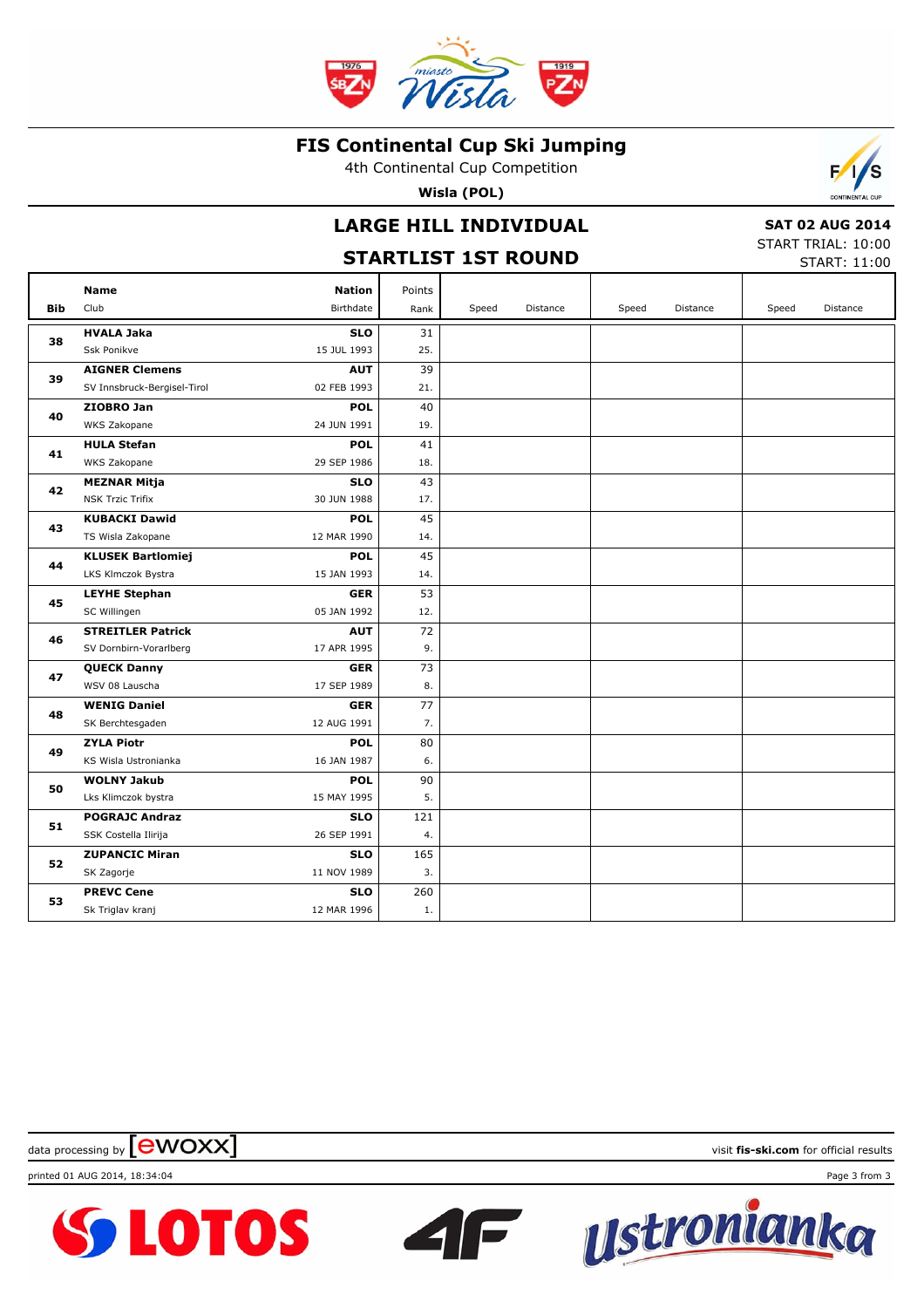# FIS Continental Cup Ski Jumping

4th Continental Cup Competition

**Wisla (POL)**

## LARGE HILL INDIVIDUAL

## STARTLIST 1ST ROUND

**SAT 02 AUG 2014**
START TRIAL: 10:00
START: 11:00

| Bib | Name / Club | Nation / Birthdate | Points / Rank | Speed | Distance | Speed | Distance | Speed | Distance |
|---|---|---|---|---|---|---|---|---|---|
| 38 | **HVALA Jaka** Ssk Ponikve | **SLO** 15 JUL 1993 | 31 25. | | | | | | |
| 39 | **AIGNER Clemens** SV Innsbruck-Bergisel-Tirol | **AUT** 02 FEB 1993 | 39 21. | | | | | | |
| 40 | **ZIOBRO Jan** WKS Zakopane | **POL** 24 JUN 1991 | 40 19. | | | | | | |
| 41 | **HULA Stefan** WKS Zakopane | **POL** 29 SEP 1986 | 41 18. | | | | | | |
| 42 | **MEZNAR Mitja** NSK Trzic Trifix | **SLO** 30 JUN 1988 | 43 17. | | | | | | |
| 43 | **KUBACKI Dawid** TS Wisla Zakopane | **POL** 12 MAR 1990 | 45 14. | | | | | | |
| 44 | **KLUSEK Bartlomiej** LKS Klmczok Bystra | **POL** 15 JAN 1993 | 45 14. | | | | | | |
| 45 | **LEYHE Stephan** SC Willingen | **GER** 05 JAN 1992 | 53 12. | | | | | | |
| 46 | **STREITLER Patrick** SV Dornbirn-Vorarlberg | **AUT** 17 APR 1995 | 72 9. | | | | | | |
| 47 | **QUECK Danny** WSV 08 Lauscha | **GER** 17 SEP 1989 | 73 8. | | | | | | |
| 48 | **WENIG Daniel** SK Berchtesgaden | **GER** 12 AUG 1991 | 77 7. | | | | | | |
| 49 | **ZYLA Piotr** KS Wisla Ustronianka | **POL** 16 JAN 1987 | 80 6. | | | | | | |
| 50 | **WOLNY Jakub** Lks Klimczok bystra | **POL** 15 MAY 1995 | 90 5. | | | | | | |
| 51 | **POGRAJC Andraz** SSK Costella Ilirija | **SLO** 26 SEP 1991 | 121 4. | | | | | | |
| 52 | **ZUPANCIC Miran** SK Zagorje | **SLO** 11 NOV 1989 | 165 3. | | | | | | |
| 53 | **PREVC Cene** Sk Triglav kranj | **SLO** 12 MAR 1996 | 260 1. | | | | | | |

data processing by [ewoxx]

visit **fis-ski.com** for official results

printed 01 AUG 2014, 18:34:04